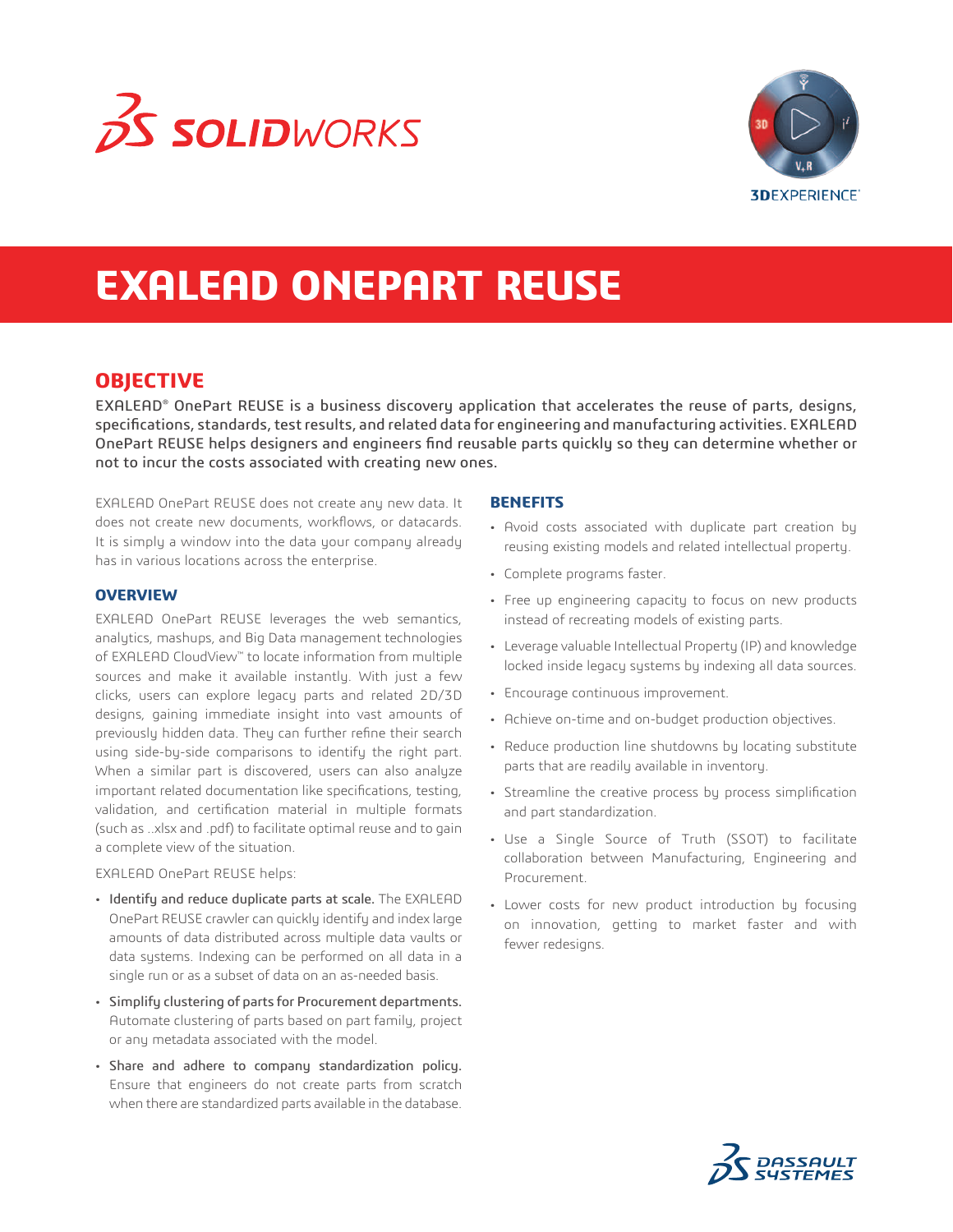# EXALEAD ONEPART REUSE

## OBJECTIVE

EXALEAD® OnePart REUSE is a business discovery application that accelerates the reuse of parts, designs, specifications, standards, test results, and related data for engineering and manufacturing activities. EXALEAD OnePart REUSE helps designers and engineers find reusable parts quickly so they can determine whether or not to incur the costs associated with creating new ones.

EXALEAD OnePart REUSE does not create any new data. It does not create new documents, workflows, or datacards. It is simply a window into the data your company already has in various locations across the enterprise.

### OVERVIEW

EXALEAD OnePart REUSE leverages the web semantics, analytics, mashups, and Big Data management technologies of EXALEAD CloudView™ to locate information from multiple sources and make it available instantly. With just a few clicks, users can explore legacy parts and related 2D/3D designs, gaining immediate insight into vast amounts of previously hidden data. They can further refine their search using side-by-side comparisons to identify the right part. When a similar part is discovered, users can also analyze important related documentation like specifications, testing, validation, and certification material in multiple formats (such as ..xlsx and .pdf) to facilitate optimal reuse and to gain a complete view of the situation.

EXALEAD OnePart REUSE helps:

- **Identify and reduce duplicate parts at scale.** The EXALEAD OnePart REUSE crawler can quickly identify and index large amounts of data distributed across multiple data vaults or data systems. Indexing can be performed on all data in a single run or as a subset of data on an as-needed basis.
- **Simplify clustering of parts for Procurement departments.** Automate clustering of parts based on part family, project or any metadata associated with the model.
- **Share and adhere to company standardization policy.** Ensure that engineers do not create parts from scratch when there are standardized parts available in the database.

### BENEFITS

- Avoid costs associated with duplicate part creation by reusing existing models and related intellectual property.
- Complete programs faster.
- Free up engineering capacity to focus on new products instead of recreating models of existing parts.
- Leverage valuable Intellectual Property (IP) and knowledge locked inside legacy systems by indexing all data sources.
- Encourage continuous improvement.
- Achieve on-time and on-budget production objectives.
- Reduce production line shutdowns by locating substitute parts that are readily available in inventory.
- Streamline the creative process by process simplification and part standardization.
- Use a Single Source of Truth (SSOT) to facilitate collaboration between Manufacturing, Engineering and Procurement.
- Lower costs for new product introduction by focusing on innovation, getting to market faster and with fewer redesigns.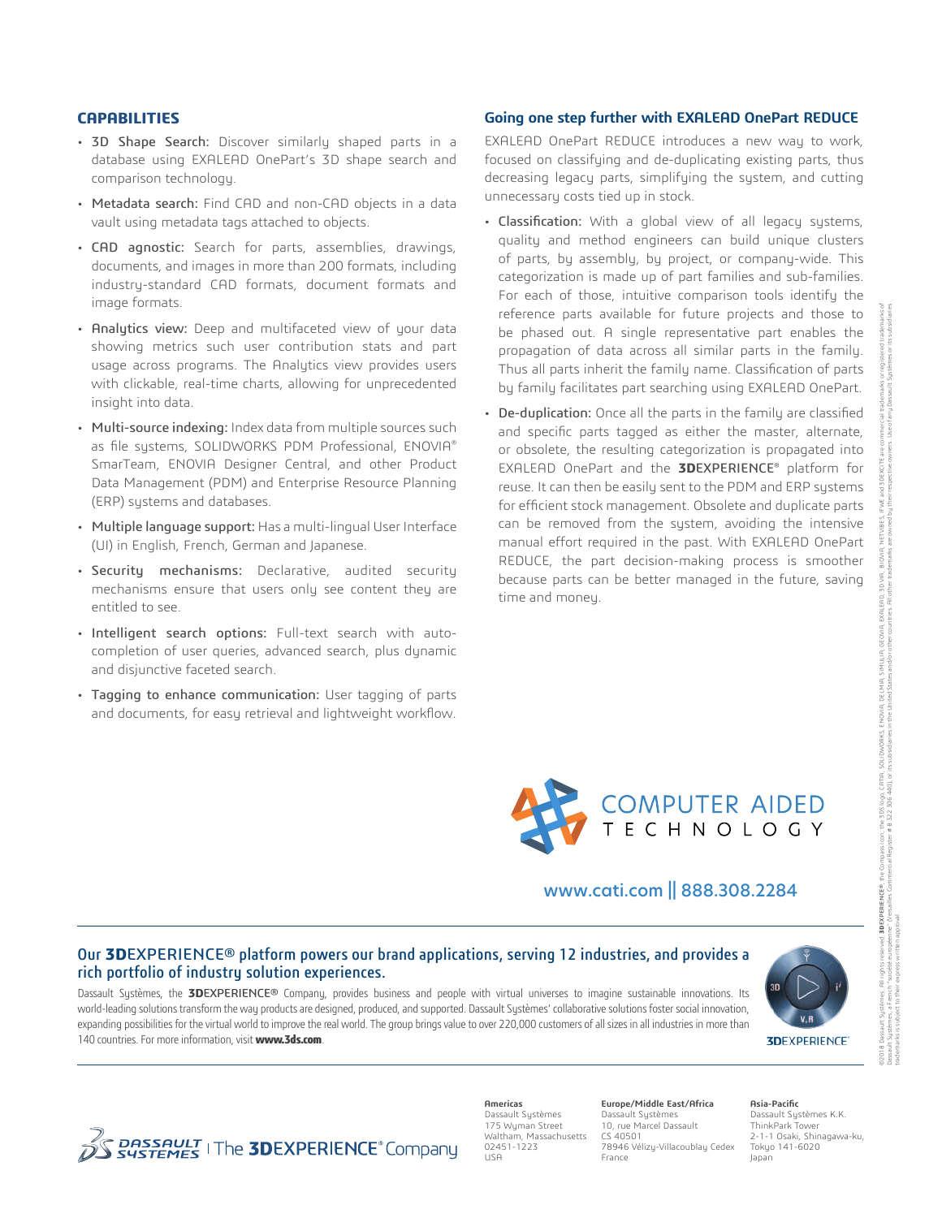## CAPABILITIES

- **3D Shape Search:** Discover similarly shaped parts in a database using EXALEAD OnePart's 3D shape search and comparison technology.
- **Metadata search:** Find CAD and non-CAD objects in a data vault using metadata tags attached to objects.
- **CAD agnostic:** Search for parts, assemblies, drawings, documents, and images in more than 200 formats, including industry-standard CAD formats, document formats and image formats.
- **Analytics view:** Deep and multifaceted view of your data showing metrics such user contribution stats and part usage across programs. The Analytics view provides users with clickable, real-time charts, allowing for unprecedented insight into data.
- **Multi-source indexing:** Index data from multiple sources such as file systems, SOLIDWORKS PDM Professional, ENOVIA® SmarTeam, ENOVIA Designer Central, and other Product Data Management (PDM) and Enterprise Resource Planning (ERP) systems and databases.
- **Multiple language support:** Has a multi-lingual User Interface (UI) in English, French, German and Japanese.
- **Security mechanisms:** Declarative, audited security mechanisms ensure that users only see content they are entitled to see.
- **Intelligent search options:** Full-text search with auto-completion of user queries, advanced search, plus dynamic and disjunctive faceted search.
- **Tagging to enhance communication:** User tagging of parts and documents, for easy retrieval and lightweight workflow.

## Going one step further with EXALEAD OnePart REDUCE

EXALEAD OnePart REDUCE introduces a new way to work, focused on classifying and de-duplicating existing parts, thus decreasing legacy parts, simplifying the system, and cutting unnecessary costs tied up in stock.

- **Classification:** With a global view of all legacy systems, quality and method engineers can build unique clusters of parts, by assembly, by project, or company-wide. This categorization is made up of part families and sub-families. For each of those, intuitive comparison tools identify the reference parts available for future projects and those to be phased out. A single representative part enables the propagation of data across all similar parts in the family. Thus all parts inherit the family name. Classification of parts by family facilitates part searching using EXALEAD OnePart.
- **De-duplication:** Once all the parts in the family are classified and specific parts tagged as either the master, alternate, or obsolete, the resulting categorization is propagated into EXALEAD OnePart and the **3D**EXPERIENCE® platform for reuse. It can then be easily sent to the PDM and ERP systems for efficient stock management. Obsolete and duplicate parts can be removed from the system, avoiding the intensive manual effort required in the past. With EXALEAD OnePart REDUCE, the part decision-making process is smoother because parts can be better managed in the future, saving time and money.

COMPUTER AIDED TECHNOLOGY

www.cati.com || 888.308.2284

### Our 3DEXPERIENCE® platform powers our brand applications, serving 12 industries, and provides a rich portfolio of industry solution experiences.

Dassault Systèmes, the **3D**EXPERIENCE® Company, provides business and people with virtual universes to imagine sustainable innovations. Its world-leading solutions transform the way products are designed, produced, and supported. Dassault Systèmes' collaborative solutions foster social innovation, expanding possibilities for the virtual world to improve the real world. The group brings value to over 220,000 customers of all sizes in all industries in more than 140 countries. For more information, visit **www.3ds.com**.

3DEXPERIENCE

DASSAULT SYSTEMES | The 3DEXPERIENCE® Company

**Americas**
Dassault Systèmes
175 Wyman Street
Waltham, Massachusetts
02451-1223
USA

**Europe/Middle East/Africa**
Dassault Systèmes
10, rue Marcel Dassault
CS 40501
78946 Vélizy-Villacoublay Cedex
France

**Asia-Pacific**
Dassault Systèmes K.K.
ThinkPark Tower
2-1-1 Osaki, Shinagawa-ku,
Tokyo 141-6020
Japan

©2018 Dassault Systèmes. All rights reserved. 3DEXPERIENCE®, the Compass icon, the 3DS logo, CATIA, SOLIDWORKS, ENOVIA, DELMIA, SIMULIA, GEOVIA, EXALEAD, 3D VIA, BIOVIA, NETVIBES, IFWE and 3DEXCITE are commercial trademarks or registered trademarks of Dassault Systèmes, a French "société européenne" (Versailles Commercial Register # B 322 306 440), or its subsidiaries in the United States and/or other countries. All other trademarks are owned by their respective owners. Use of any Dassault Systèmes or its subsidiaries trademarks is subject to their express written approval.